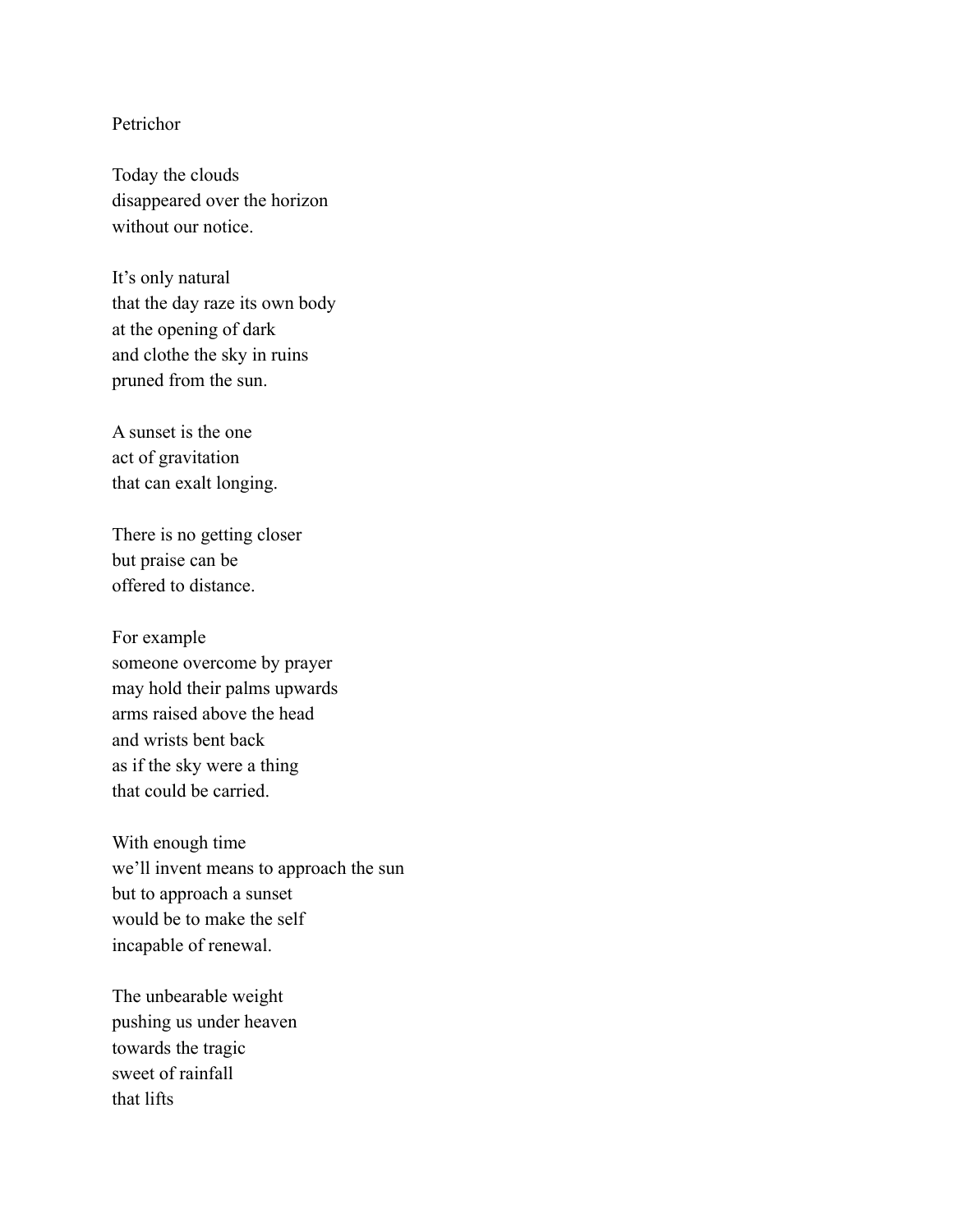# Petrichor

Today the clouds
disappeared over the horizon
without our notice.

It's only natural
that the day raze its own body
at the opening of dark
and clothe the sky in ruins
pruned from the sun.

A sunset is the one
act of gravitation
that can exalt longing.

There is no getting closer
but praise can be
offered to distance.

For example
someone overcome by prayer
may hold their palms upwards
arms raised above the head
and wrists bent back
as if the sky were a thing
that could be carried.

With enough time
we'll invent means to approach the sun
but to approach a sunset
would be to make the self
incapable of renewal.

The unbearable weight
pushing us under heaven
towards the tragic
sweet of rainfall
that lifts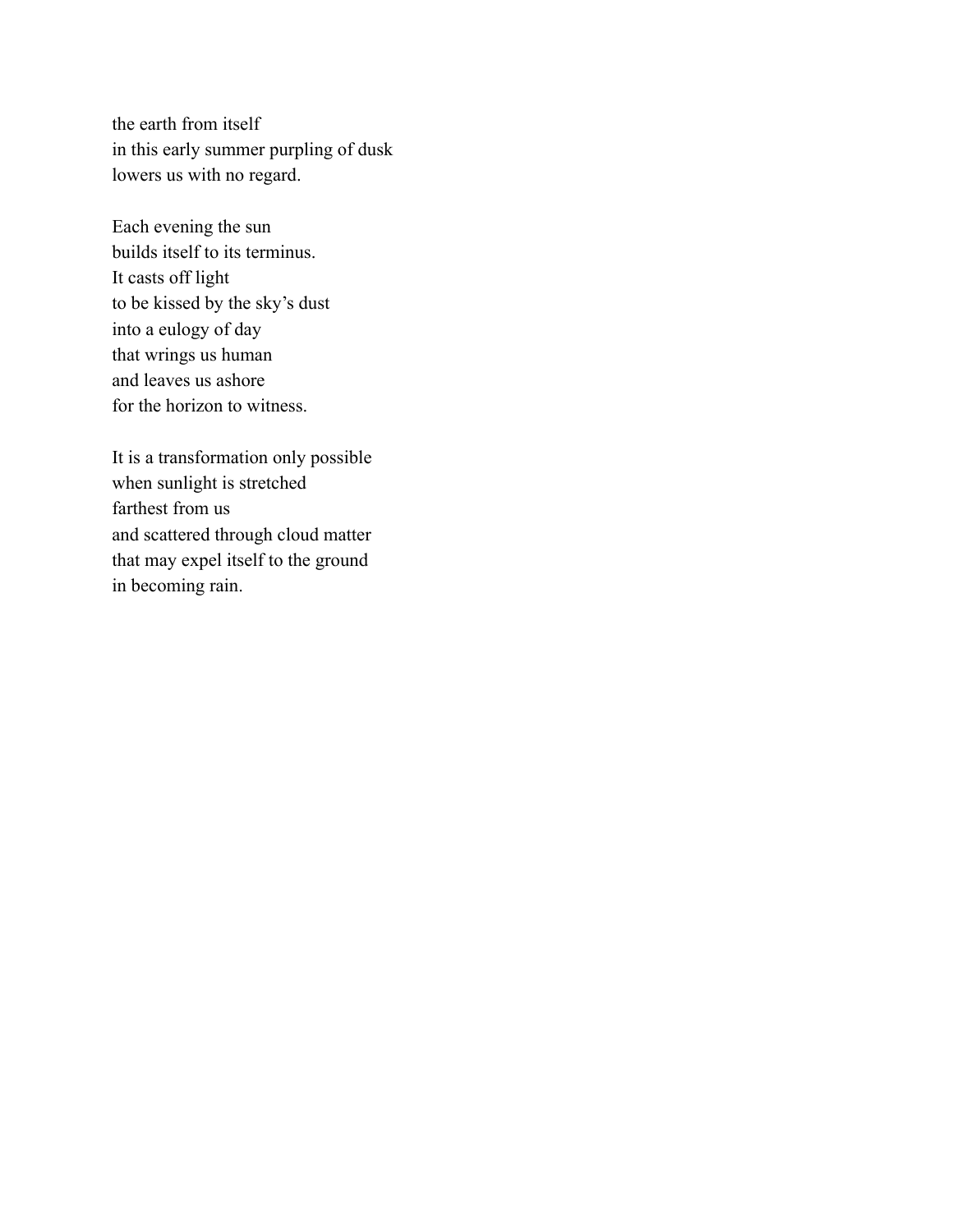the earth from itself  
in this early summer purpling of dusk  
lowers us with no regard.

Each evening the sun  
builds itself to its terminus.  
It casts off light  
to be kissed by the sky's dust  
into a eulogy of day  
that wrings us human  
and leaves us ashore  
for the horizon to witness.

It is a transformation only possible  
when sunlight is stretched  
farthest from us  
and scattered through cloud matter  
that may expel itself to the ground  
in becoming rain.